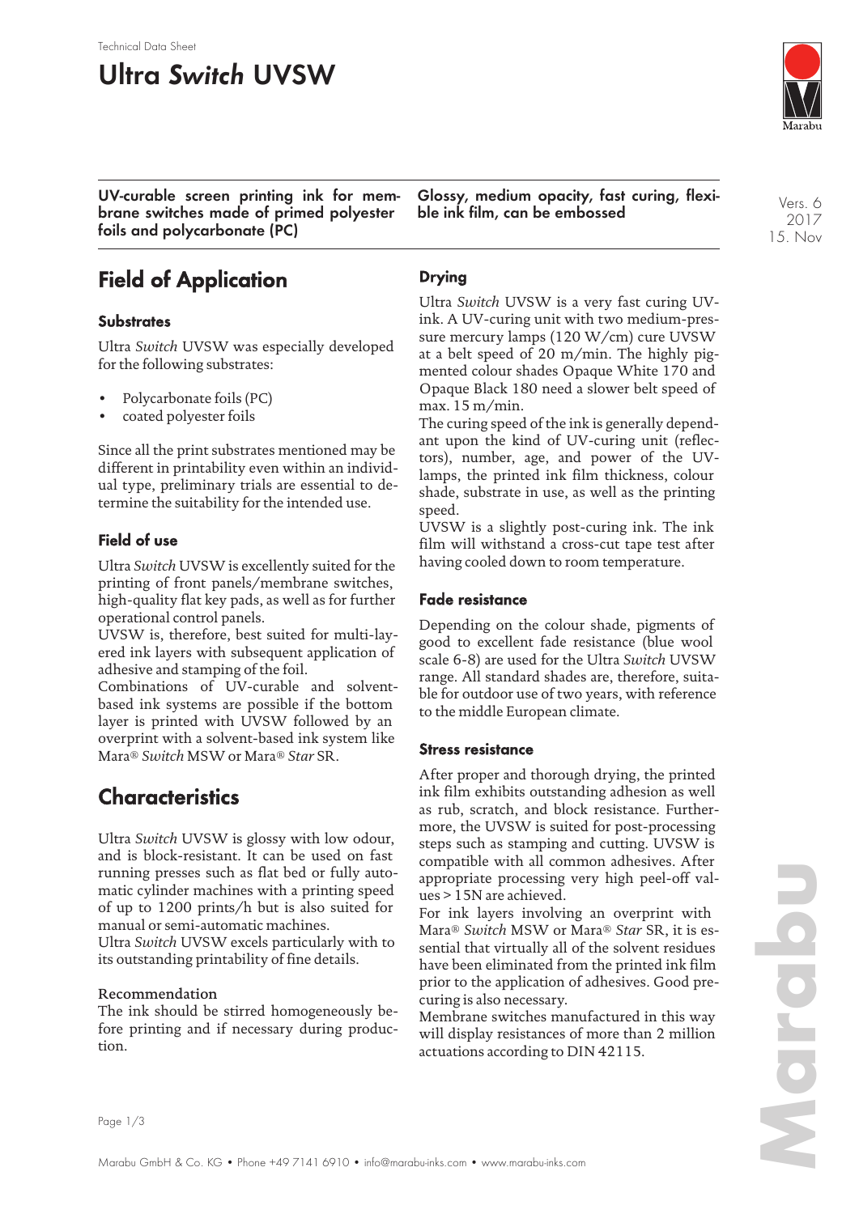Technical Data Sheet

# Ultra *Switch* UVSW

**UV-curable screen printing ink for membrane switches made of primed polyester foils and polycarbonate (PC)**

**Glossy, medium opacity, fast curing, flexible ink film, can be embossed**

Vers. 6
2017
15. Nov

## Field of Application

### Substrates

Ultra *Switch* UVSW was especially developed for the following substrates:

- Polycarbonate foils (PC)
- coated polyester foils

Since all the print substrates mentioned may be different in printability even within an individual type, preliminary trials are essential to determine the suitability for the intended use.

### Field of use

Ultra *Switch* UVSW is excellently suited for the printing of front panels/membrane switches, high-quality flat key pads, as well as for further operational control panels.

UVSW is, therefore, best suited for multi-layered ink layers with subsequent application of adhesive and stamping of the foil.

Combinations of UV-curable and solvent-based ink systems are possible if the bottom layer is printed with UVSW followed by an overprint with a solvent-based ink system like Mara® *Switch* MSW or Mara® *Star* SR.

## Characteristics

Ultra *Switch* UVSW is glossy with low odour, and is block-resistant. It can be used on fast running presses such as flat bed or fully automatic cylinder machines with a printing speed of up to 1200 prints/h but is also suited for manual or semi-automatic machines.

Ultra *Switch* UVSW excels particularly with to its outstanding printability of fine details.

Recommendation

The ink should be stirred homogeneously before printing and if necessary during production.

### Drying

Ultra *Switch* UVSW is a very fast curing UV-ink. A UV-curing unit with two medium-pressure mercury lamps (120 W/cm) cure UVSW at a belt speed of 20 m/min. The highly pigmented colour shades Opaque White 170 and Opaque Black 180 need a slower belt speed of max. 15 m/min.

The curing speed of the ink is generally dependant upon the kind of UV-curing unit (reflectors), number, age, and power of the UV-lamps, the printed ink film thickness, colour shade, substrate in use, as well as the printing speed.

UVSW is a slightly post-curing ink. The ink film will withstand a cross-cut tape test after having cooled down to room temperature.

### Fade resistance

Depending on the colour shade, pigments of good to excellent fade resistance (blue wool scale 6-8) are used for the Ultra *Switch* UVSW range. All standard shades are, therefore, suitable for outdoor use of two years, with reference to the middle European climate.

### Stress resistance

After proper and thorough drying, the printed ink film exhibits outstanding adhesion as well as rub, scratch, and block resistance. Furthermore, the UVSW is suited for post-processing steps such as stamping and cutting. UVSW is compatible with all common adhesives. After appropriate processing very high peel-off values > 15N are achieved.

For ink layers involving an overprint with Mara® *Switch* MSW or Mara® *Star* SR, it is essential that virtually all of the solvent residues have been eliminated from the printed ink film prior to the application of adhesives. Good pre-curing is also necessary.

Membrane switches manufactured in this way will display resistances of more than 2 million actuations according to DIN 42115.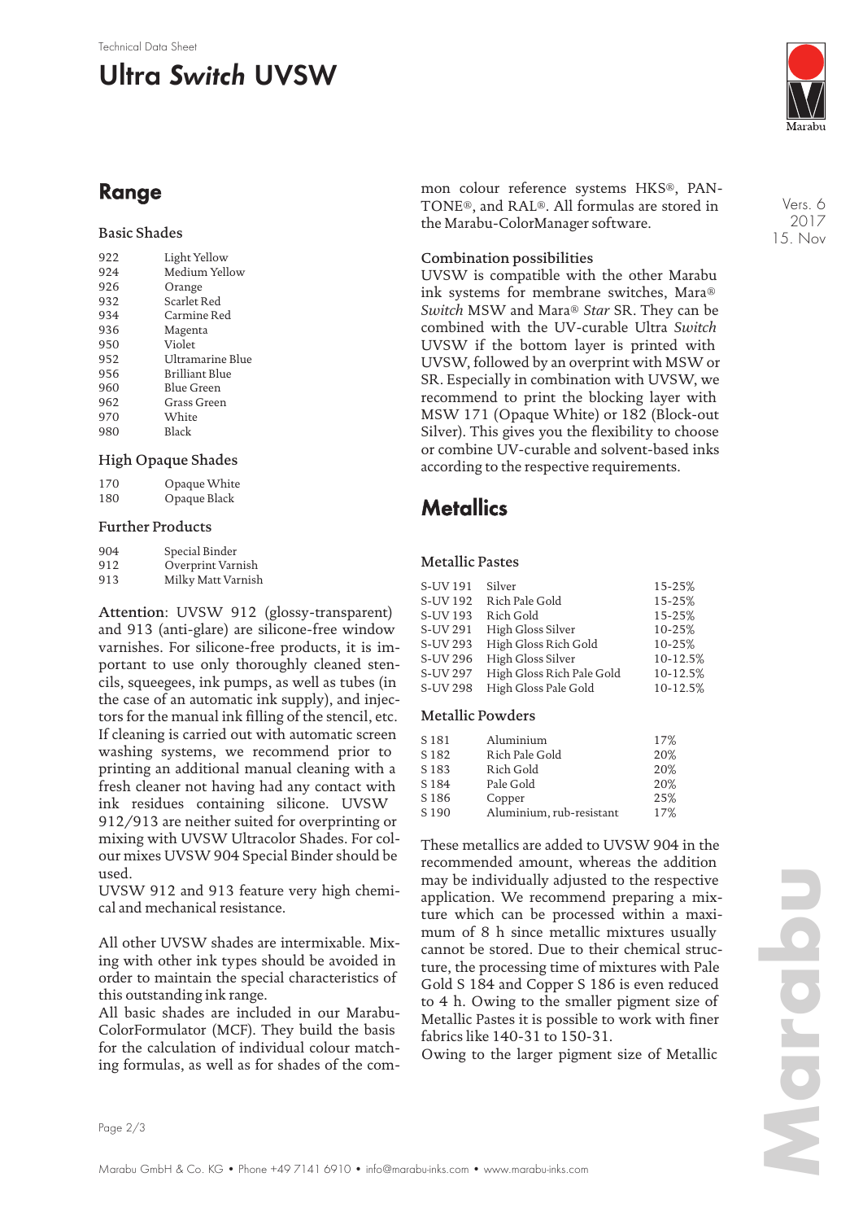## Range

### Basic Shades

| | |
|---|---|
| 922 | Light Yellow |
| 924 | Medium Yellow |
| 926 | Orange |
| 932 | Scarlet Red |
| 934 | Carmine Red |
| 936 | Magenta |
| 950 | Violet |
| 952 | Ultramarine Blue |
| 956 | Brilliant Blue |
| 960 | Blue Green |
| 962 | Grass Green |
| 970 | White |
| 980 | Black |

### High Opaque Shades

| | |
|---|---|
| 170 | Opaque White |
| 180 | Opaque Black |

### Further Products

| | |
|---|---|
| 904 | Special Binder |
| 912 | Overprint Varnish |
| 913 | Milky Matt Varnish |

**Attention**: UVSW 912 (glossy-transparent) and 913 (anti-glare) are silicone-free window varnishes. For silicone-free products, it is important to use only thoroughly cleaned stencils, squeegees, ink pumps, as well as tubes (in the case of an automatic ink supply), and injectors for the manual ink filling of the stencil, etc. If cleaning is carried out with automatic screen washing systems, we recommend prior to printing an additional manual cleaning with a fresh cleaner not having had any contact with ink residues containing silicone. UVSW 912/913 are neither suited for overprinting or mixing with UVSW Ultracolor Shades. For colour mixes UVSW 904 Special Binder should be used.
UVSW 912 and 913 feature very high chemical and mechanical resistance.

All other UVSW shades are intermixable. Mixing with other ink types should be avoided in order to maintain the special characteristics of this outstanding ink range.
All basic shades are included in our Marabu-ColorFormulator (MCF). They build the basis for the calculation of individual colour matching formulas, as well as for shades of the common colour reference systems HKS®, PANTONE®, and RAL®. All formulas are stored in the Marabu-ColorManager software.

### Combination possibilities

UVSW is compatible with the other Marabu ink systems for membrane switches, Mara® *Switch* MSW and Mara® *Star* SR. They can be combined with the UV-curable Ultra *Switch* UVSW if the bottom layer is printed with UVSW, followed by an overprint with MSW or SR. Especially in combination with UVSW, we recommend to print the blocking layer with MSW 171 (Opaque White) or 182 (Block-out Silver). This gives you the flexibility to choose or combine UV-curable and solvent-based inks according to the respective requirements.

## Metallics

### Metallic Pastes

| | | |
|---|---|---|
| S-UV 191 | Silver | 15-25% |
| S-UV 192 | Rich Pale Gold | 15-25% |
| S-UV 193 | Rich Gold | 15-25% |
| S-UV 291 | High Gloss Silver | 10-25% |
| S-UV 293 | High Gloss Rich Gold | 10-25% |
| S-UV 296 | High Gloss Silver | 10-12.5% |
| S-UV 297 | High Gloss Rich Pale Gold | 10-12.5% |
| S-UV 298 | High Gloss Pale Gold | 10-12.5% |

### Metallic Powders

| | | |
|---|---|---|
| S 181 | Aluminium | 17% |
| S 182 | Rich Pale Gold | 20% |
| S 183 | Rich Gold | 20% |
| S 184 | Pale Gold | 20% |
| S 186 | Copper | 25% |
| S 190 | Aluminium, rub-resistant | 17% |

These metallics are added to UVSW 904 in the recommended amount, whereas the addition may be individually adjusted to the respective application. We recommend preparing a mixture which can be processed within a maximum of 8 h since metallic mixtures usually cannot be stored. Due to their chemical structure, the processing time of mixtures with Pale Gold S 184 and Copper S 186 is even reduced to 4 h. Owing to the smaller pigment size of Metallic Pastes it is possible to work with finer fabrics like 140-31 to 150-31.
Owing to the larger pigment size of Metallic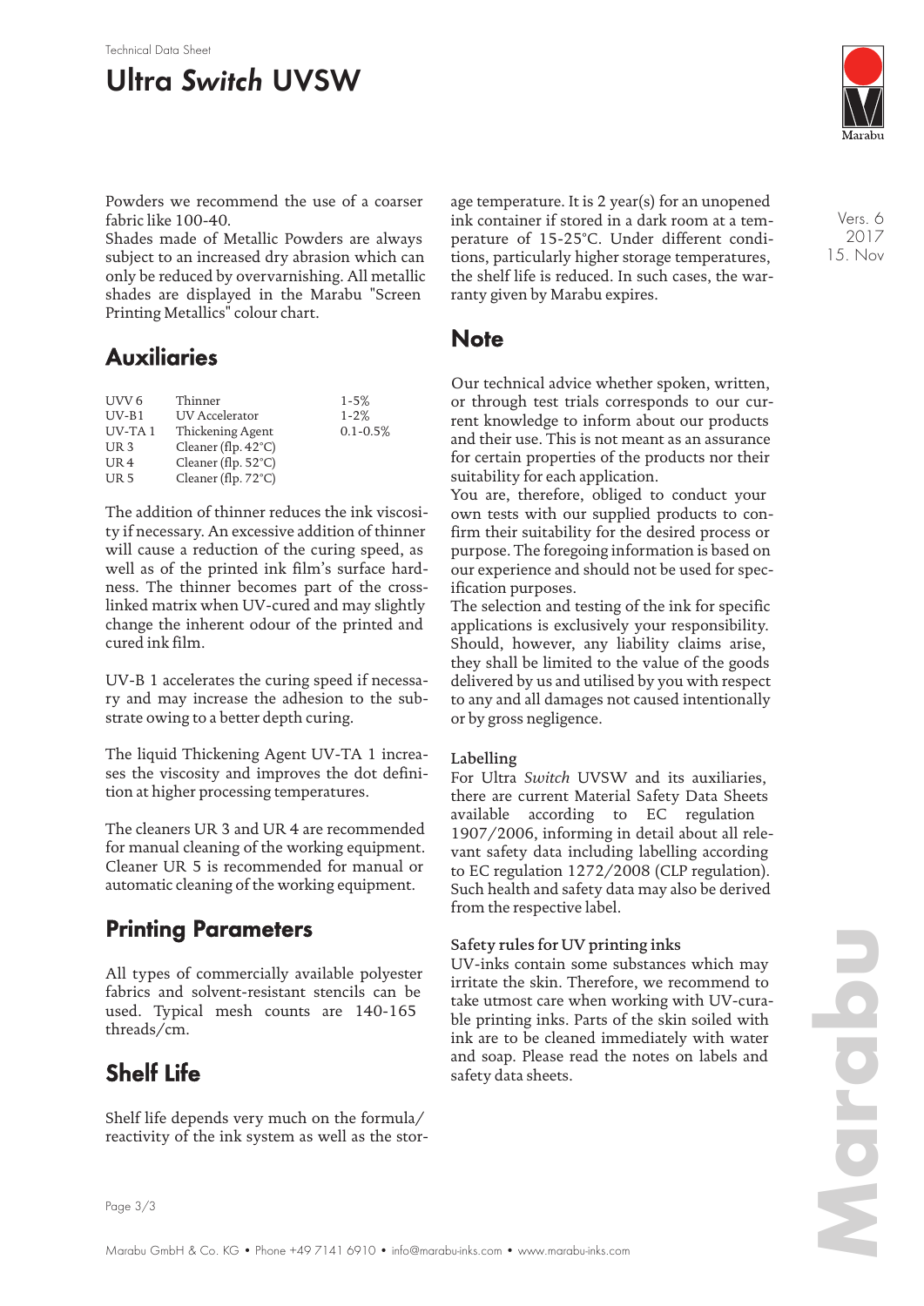Powders we recommend the use of a coarser fabric like 100-40.
Shades made of Metallic Powders are always subject to an increased dry abrasion which can only be reduced by overvarnishing. All metallic shades are displayed in the Marabu "Screen Printing Metallics" colour chart.

## Auxiliaries

| | | |
|---|---|---|
| UVV 6 | Thinner | 1-5% |
| UV-B1 | UV Accelerator | 1-2% |
| UV-TA 1 | Thickening Agent | 0.1-0.5% |
| UR 3 | Cleaner (flp. 42°C) | |
| UR 4 | Cleaner (flp. 52°C) | |
| UR 5 | Cleaner (flp. 72°C) | |

The addition of thinner reduces the ink viscosity if necessary. An excessive addition of thinner will cause a reduction of the curing speed, as well as of the printed ink film's surface hardness. The thinner becomes part of the crosslinked matrix when UV-cured and may slightly change the inherent odour of the printed and cured ink film.

UV-B 1 accelerates the curing speed if necessary and may increase the adhesion to the substrate owing to a better depth curing.

The liquid Thickening Agent UV-TA 1 increases the viscosity and improves the dot definition at higher processing temperatures.

The cleaners UR 3 and UR 4 are recommended for manual cleaning of the working equipment. Cleaner UR 5 is recommended for manual or automatic cleaning of the working equipment.

## Printing Parameters

All types of commercially available polyester fabrics and solvent-resistant stencils can be used. Typical mesh counts are 140-165 threads/cm.

## Shelf Life

Shelf life depends very much on the formula/reactivity of the ink system as well as the storage temperature. It is 2 year(s) for an unopened ink container if stored in a dark room at a temperature of 15-25°C. Under different conditions, particularly higher storage temperatures, the shelf life is reduced. In such cases, the warranty given by Marabu expires.

## Note

Our technical advice whether spoken, written, or through test trials corresponds to our current knowledge to inform about our products and their use. This is not meant as an assurance for certain properties of the products nor their suitability for each application.
You are, therefore, obliged to conduct your own tests with our supplied products to confirm their suitability for the desired process or purpose. The foregoing information is based on our experience and should not be used for specification purposes.
The selection and testing of the ink for specific applications is exclusively your responsibility. Should, however, any liability claims arise, they shall be limited to the value of the goods delivered by us and utilised by you with respect to any and all damages not caused intentionally or by gross negligence.

### Labelling

For Ultra *Switch* UVSW and its auxiliaries, there are current Material Safety Data Sheets available according to EC regulation 1907/2006, informing in detail about all relevant safety data including labelling according to EC regulation 1272/2008 (CLP regulation). Such health and safety data may also be derived from the respective label.

### Safety rules for UV printing inks

UV-inks contain some substances which may irritate the skin. Therefore, we recommend to take utmost care when working with UV-curable printing inks. Parts of the skin soiled with ink are to be cleaned immediately with water and soap. Please read the notes on labels and safety data sheets.